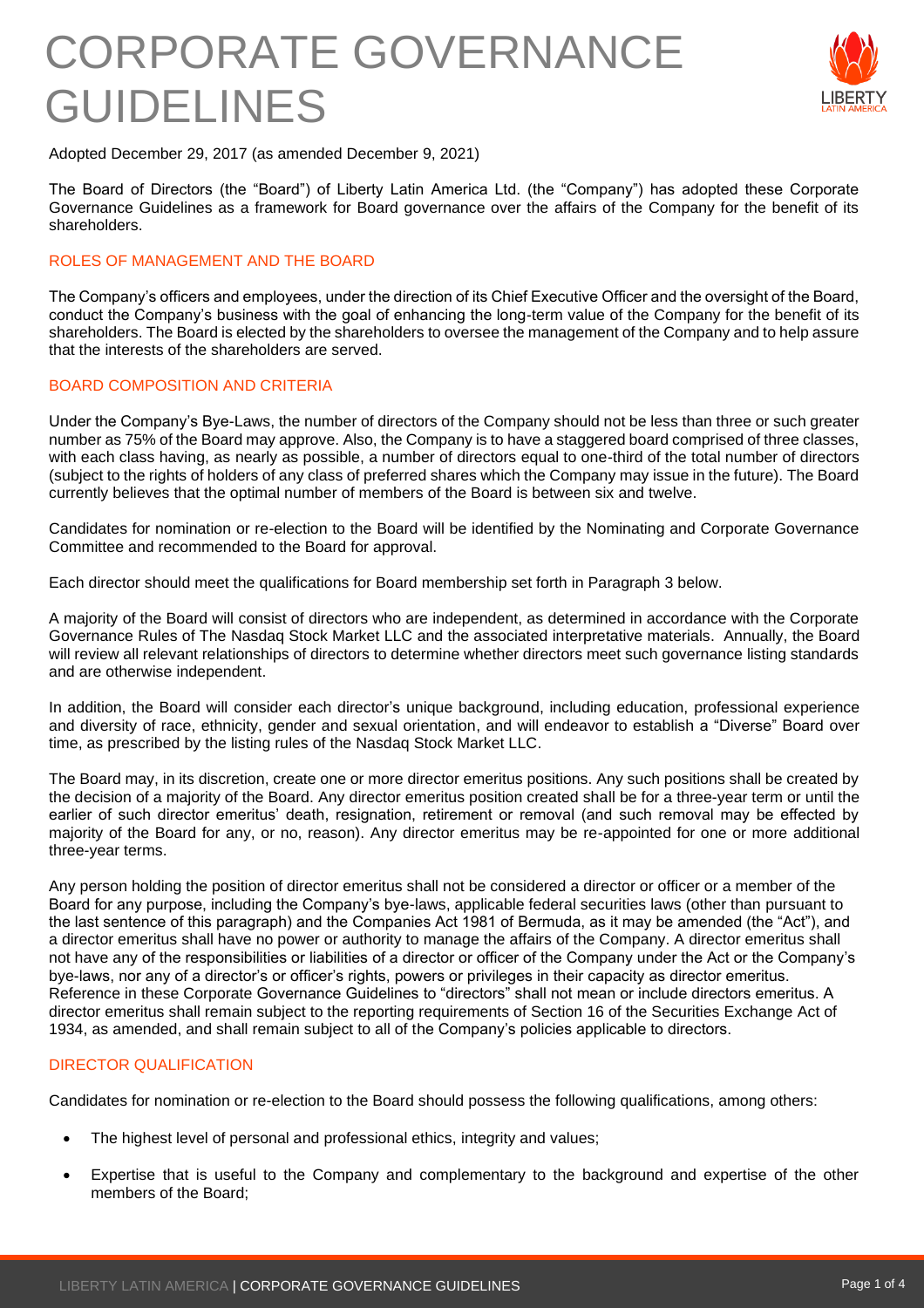# CORPORATE GOVERNANCE GUIDELINES

Adopted December 29, 2017 (as amended December 9, 2021)

The Board of Directors (the "Board") of Liberty Latin America Ltd. (the "Company") has adopted these Corporate Governance Guidelines as a framework for Board governance over the affairs of the Company for the benefit of its shareholders.

## ROLES OF MANAGEMENT AND THE BOARD

The Company's officers and employees, under the direction of its Chief Executive Officer and the oversight of the Board, conduct the Company's business with the goal of enhancing the long-term value of the Company for the benefit of its shareholders. The Board is elected by the shareholders to oversee the management of the Company and to help assure that the interests of the shareholders are served.

## BOARD COMPOSITION AND CRITERIA

Under the Company's Bye-Laws, the number of directors of the Company should not be less than three or such greater number as 75% of the Board may approve. Also, the Company is to have a staggered board comprised of three classes, with each class having, as nearly as possible, a number of directors equal to one-third of the total number of directors (subject to the rights of holders of any class of preferred shares which the Company may issue in the future). The Board currently believes that the optimal number of members of the Board is between six and twelve.

Candidates for nomination or re-election to the Board will be identified by the Nominating and Corporate Governance Committee and recommended to the Board for approval.

Each director should meet the qualifications for Board membership set forth in Paragraph 3 below.

A majority of the Board will consist of directors who are independent, as determined in accordance with the Corporate Governance Rules of The Nasdaq Stock Market LLC and the associated interpretative materials. Annually, the Board will review all relevant relationships of directors to determine whether directors meet such governance listing standards and are otherwise independent.

In addition, the Board will consider each director's unique background, including education, professional experience and diversity of race, ethnicity, gender and sexual orientation, and will endeavor to establish a "Diverse" Board over time, as prescribed by the listing rules of the Nasdaq Stock Market LLC.

The Board may, in its discretion, create one or more director emeritus positions. Any such positions shall be created by the decision of a majority of the Board. Any director emeritus position created shall be for a three-year term or until the earlier of such director emeritus' death, resignation, retirement or removal (and such removal may be effected by majority of the Board for any, or no, reason). Any director emeritus may be re-appointed for one or more additional three-year terms.

Any person holding the position of director emeritus shall not be considered a director or officer or a member of the Board for any purpose, including the Company's bye-laws, applicable federal securities laws (other than pursuant to the last sentence of this paragraph) and the Companies Act 1981 of Bermuda, as it may be amended (the "Act"), and a director emeritus shall have no power or authority to manage the affairs of the Company. A director emeritus shall not have any of the responsibilities or liabilities of a director or officer of the Company under the Act or the Company's bye-laws, nor any of a director's or officer's rights, powers or privileges in their capacity as director emeritus. Reference in these Corporate Governance Guidelines to "directors" shall not mean or include directors emeriti. A director emeritus shall remain subject to the reporting requirements of Section 16 of the Securities Exchange Act of 1934, as amended, and shall remain subject to all of the Company's policies applicable to directors.

## DIRECTOR QUALIFICATION

Candidates for nomination or re-election to the Board should possess the following qualifications, among others:

- The highest level of personal and professional ethics, integrity and values;
- Expertise that is useful to the Company and complementary to the background and expertise of the other members of the Board;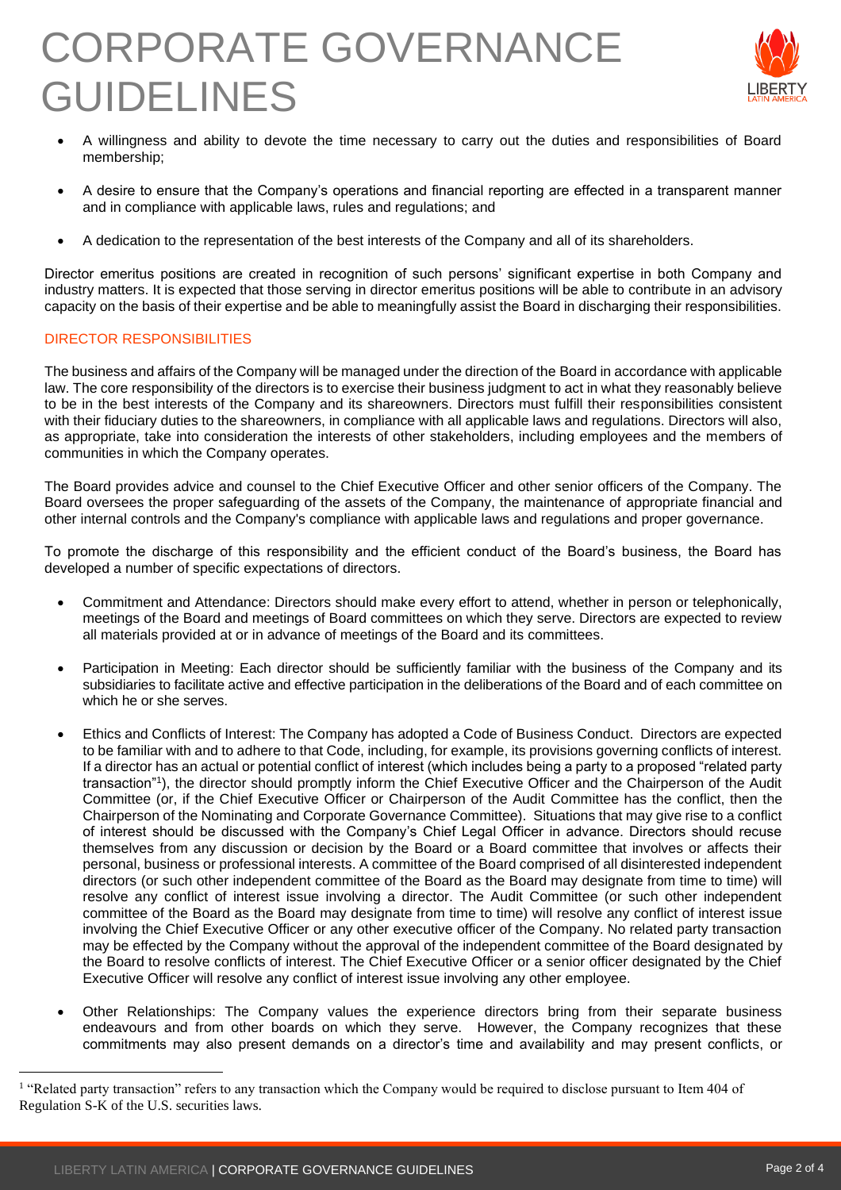- A willingness and ability to devote the time necessary to carry out the duties and responsibilities of Board membership;
- A desire to ensure that the Company's operations and financial reporting are effected in a transparent manner and in compliance with applicable laws, rules and regulations; and
- A dedication to the representation of the best interests of the Company and all of its shareholders.

Director emeritus positions are created in recognition of such persons' significant expertise in both Company and industry matters. It is expected that those serving in director emeritus positions will be able to contribute in an advisory capacity on the basis of their expertise and be able to meaningfully assist the Board in discharging their responsibilities.

## DIRECTOR RESPONSIBILITIES

The business and affairs of the Company will be managed under the direction of the Board in accordance with applicable law. The core responsibility of the directors is to exercise their business judgment to act in what they reasonably believe to be in the best interests of the Company and its shareowners. Directors must fulfill their responsibilities consistent with their fiduciary duties to the shareowners, in compliance with all applicable laws and regulations. Directors will also, as appropriate, take into consideration the interests of other stakeholders, including employees and the members of communities in which the Company operates.

The Board provides advice and counsel to the Chief Executive Officer and other senior officers of the Company. The Board oversees the proper safeguarding of the assets of the Company, the maintenance of appropriate financial and other internal controls and the Company's compliance with applicable laws and regulations and proper governance.

To promote the discharge of this responsibility and the efficient conduct of the Board's business, the Board has developed a number of specific expectations of directors.

- Commitment and Attendance: Directors should make every effort to attend, whether in person or telephonically, meetings of the Board and meetings of Board committees on which they serve. Directors are expected to review all materials provided at or in advance of meetings of the Board and its committees.
- Participation in Meeting: Each director should be sufficiently familiar with the business of the Company and its subsidiaries to facilitate active and effective participation in the deliberations of the Board and of each committee on which he or she serves.
- Ethics and Conflicts of Interest: The Company has adopted a Code of Business Conduct. Directors are expected to be familiar with and to adhere to that Code, including, for example, its provisions governing conflicts of interest. If a director has an actual or potential conflict of interest (which includes being a party to a proposed "related party transaction"[1]), the director should promptly inform the Chief Executive Officer and the Chairperson of the Audit Committee (or, if the Chief Executive Officer or Chairperson of the Audit Committee has the conflict, then the Chairperson of the Nominating and Corporate Governance Committee). Situations that may give rise to a conflict of interest should be discussed with the Company's Chief Legal Officer in advance. Directors should recuse themselves from any discussion or decision by the Board or a Board committee that involves or affects their personal, business or professional interests. A committee of the Board comprised of all disinterested independent directors (or such other independent committee of the Board as the Board may designate from time to time) will resolve any conflict of interest issue involving a director. The Audit Committee (or such other independent committee of the Board as the Board may designate from time to time) will resolve any conflict of interest issue involving the Chief Executive Officer or any other executive officer of the Company. No related party transaction may be effected by the Company without the approval of the independent committee of the Board designated by the Board to resolve conflicts of interest. The Chief Executive Officer or a senior officer designated by the Chief Executive Officer will resolve any conflict of interest issue involving any other employee.
- Other Relationships: The Company values the experience directors bring from their separate business endeavours and from other boards on which they serve. However, the Company recognizes that these commitments may also present demands on a director's time and availability and may present conflicts, or

[1] "Related party transaction" refers to any transaction which the Company would be required to disclose pursuant to Item 404 of Regulation S-K of the U.S. securities laws.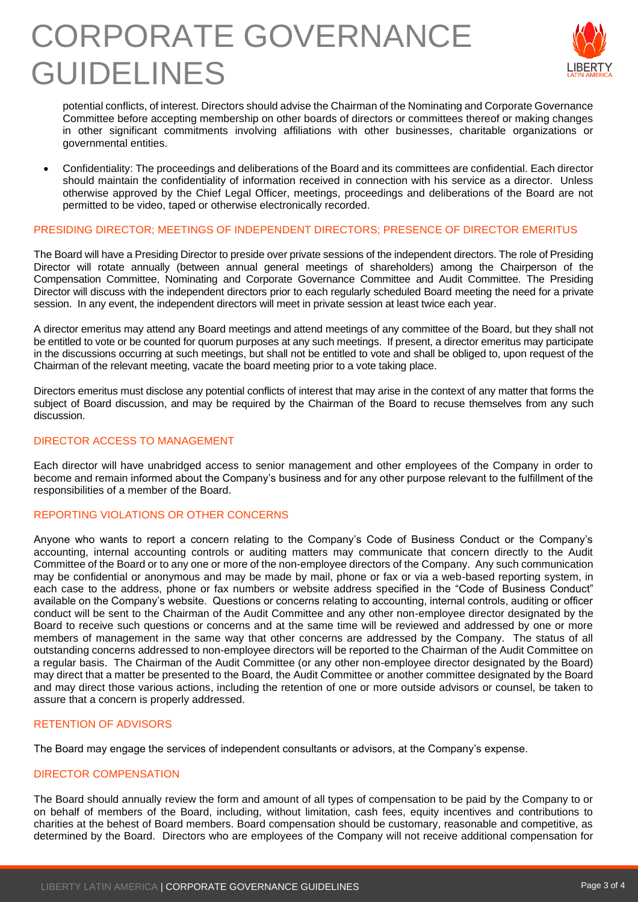potential conflicts, of interest. Directors should advise the Chairman of the Nominating and Corporate Governance Committee before accepting membership on other boards of directors or committees thereof or making changes in other significant commitments involving affiliations with other businesses, charitable organizations or governmental entities.

- Confidentiality: The proceedings and deliberations of the Board and its committees are confidential. Each director should maintain the confidentiality of information received in connection with his service as a director. Unless otherwise approved by the Chief Legal Officer, meetings, proceedings and deliberations of the Board are not permitted to be video, taped or otherwise electronically recorded.

## PRESIDING DIRECTOR; MEETINGS OF INDEPENDENT DIRECTORS; PRESENCE OF DIRECTOR EMERITUS

The Board will have a Presiding Director to preside over private sessions of the independent directors. The role of Presiding Director will rotate annually (between annual general meetings of shareholders) among the Chairperson of the Compensation Committee, Nominating and Corporate Governance Committee and Audit Committee. The Presiding Director will discuss with the independent directors prior to each regularly scheduled Board meeting the need for a private session. In any event, the independent directors will meet in private session at least twice each year.

A director emeritus may attend any Board meetings and attend meetings of any committee of the Board, but they shall not be entitled to vote or be counted for quorum purposes at any such meetings. If present, a director emeritus may participate in the discussions occurring at such meetings, but shall not be entitled to vote and shall be obliged to, upon request of the Chairman of the relevant meeting, vacate the board meeting prior to a vote taking place.

Directors emeritus must disclose any potential conflicts of interest that may arise in the context of any matter that forms the subject of Board discussion, and may be required by the Chairman of the Board to recuse themselves from any such discussion.

## DIRECTOR ACCESS TO MANAGEMENT

Each director will have unabridged access to senior management and other employees of the Company in order to become and remain informed about the Company's business and for any other purpose relevant to the fulfillment of the responsibilities of a member of the Board.

## REPORTING VIOLATIONS OR OTHER CONCERNS

Anyone who wants to report a concern relating to the Company's Code of Business Conduct or the Company's accounting, internal accounting controls or auditing matters may communicate that concern directly to the Audit Committee of the Board or to any one or more of the non-employee directors of the Company. Any such communication may be confidential or anonymous and may be made by mail, phone or fax or via a web-based reporting system, in each case to the address, phone or fax numbers or website address specified in the "Code of Business Conduct" available on the Company's website. Questions or concerns relating to accounting, internal controls, auditing or officer conduct will be sent to the Chairman of the Audit Committee and any other non-employee director designated by the Board to receive such questions or concerns and at the same time will be reviewed and addressed by one or more members of management in the same way that other concerns are addressed by the Company. The status of all outstanding concerns addressed to non-employee directors will be reported to the Chairman of the Audit Committee on a regular basis. The Chairman of the Audit Committee (or any other non-employee director designated by the Board) may direct that a matter be presented to the Board, the Audit Committee or another committee designated by the Board and may direct those various actions, including the retention of one or more outside advisors or counsel, be taken to assure that a concern is properly addressed.

## RETENTION OF ADVISORS

The Board may engage the services of independent consultants or advisors, at the Company's expense.

## DIRECTOR COMPENSATION

The Board should annually review the form and amount of all types of compensation to be paid by the Company to or on behalf of members of the Board, including, without limitation, cash fees, equity incentives and contributions to charities at the behest of Board members. Board compensation should be customary, reasonable and competitive, as determined by the Board. Directors who are employees of the Company will not receive additional compensation for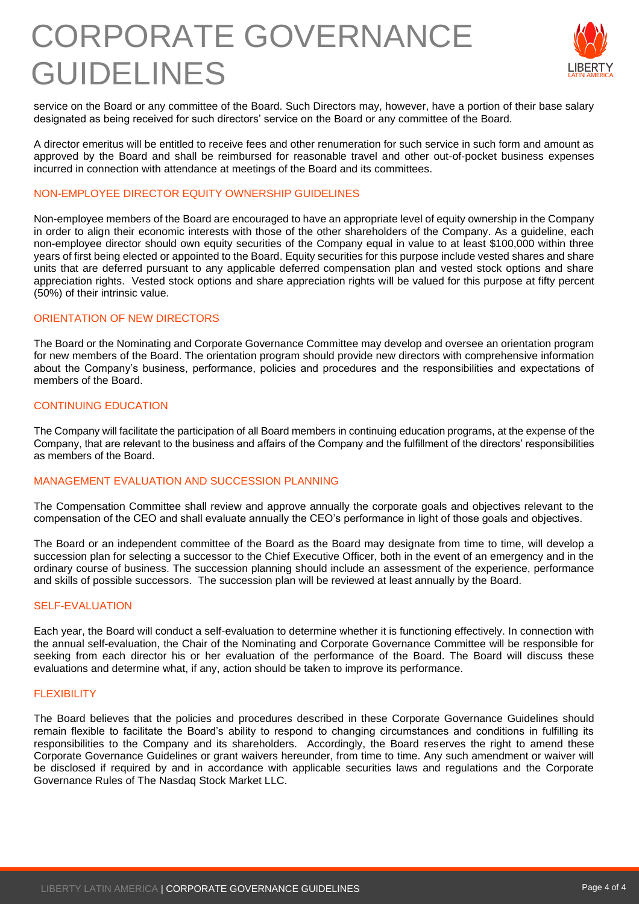service on the Board or any committee of the Board. Such Directors may, however, have a portion of their base salary designated as being received for such directors' service on the Board or any committee of the Board.

A director emeritus will be entitled to receive fees and other renumeration for such service in such form and amount as approved by the Board and shall be reimbursed for reasonable travel and other out-of-pocket business expenses incurred in connection with attendance at meetings of the Board and its committees.

## NON-EMPLOYEE DIRECTOR EQUITY OWNERSHIP GUIDELINES

Non-employee members of the Board are encouraged to have an appropriate level of equity ownership in the Company in order to align their economic interests with those of the other shareholders of the Company. As a guideline, each non-employee director should own equity securities of the Company equal in value to at least $100,000 within three years of first being elected or appointed to the Board. Equity securities for this purpose include vested shares and share units that are deferred pursuant to any applicable deferred compensation plan and vested stock options and share appreciation rights. Vested stock options and share appreciation rights will be valued for this purpose at fifty percent (50%) of their intrinsic value.

## ORIENTATION OF NEW DIRECTORS

The Board or the Nominating and Corporate Governance Committee may develop and oversee an orientation program for new members of the Board. The orientation program should provide new directors with comprehensive information about the Company's business, performance, policies and procedures and the responsibilities and expectations of members of the Board.

## CONTINUING EDUCATION

The Company will facilitate the participation of all Board members in continuing education programs, at the expense of the Company, that are relevant to the business and affairs of the Company and the fulfillment of the directors' responsibilities as members of the Board.

## MANAGEMENT EVALUATION AND SUCCESSION PLANNING

The Compensation Committee shall review and approve annually the corporate goals and objectives relevant to the compensation of the CEO and shall evaluate annually the CEO's performance in light of those goals and objectives.

The Board or an independent committee of the Board as the Board may designate from time to time, will develop a succession plan for selecting a successor to the Chief Executive Officer, both in the event of an emergency and in the ordinary course of business. The succession planning should include an assessment of the experience, performance and skills of possible successors. The succession plan will be reviewed at least annually by the Board.

## SELF-EVALUATION

Each year, the Board will conduct a self-evaluation to determine whether it is functioning effectively. In connection with the annual self-evaluation, the Chair of the Nominating and Corporate Governance Committee will be responsible for seeking from each director his or her evaluation of the performance of the Board. The Board will discuss these evaluations and determine what, if any, action should be taken to improve its performance.

## FLEXIBILITY

The Board believes that the policies and procedures described in these Corporate Governance Guidelines should remain flexible to facilitate the Board's ability to respond to changing circumstances and conditions in fulfilling its responsibilities to the Company and its shareholders. Accordingly, the Board reserves the right to amend these Corporate Governance Guidelines or grant waivers hereunder, from time to time. Any such amendment or waiver will be disclosed if required by and in accordance with applicable securities laws and regulations and the Corporate Governance Rules of The Nasdaq Stock Market LLC.